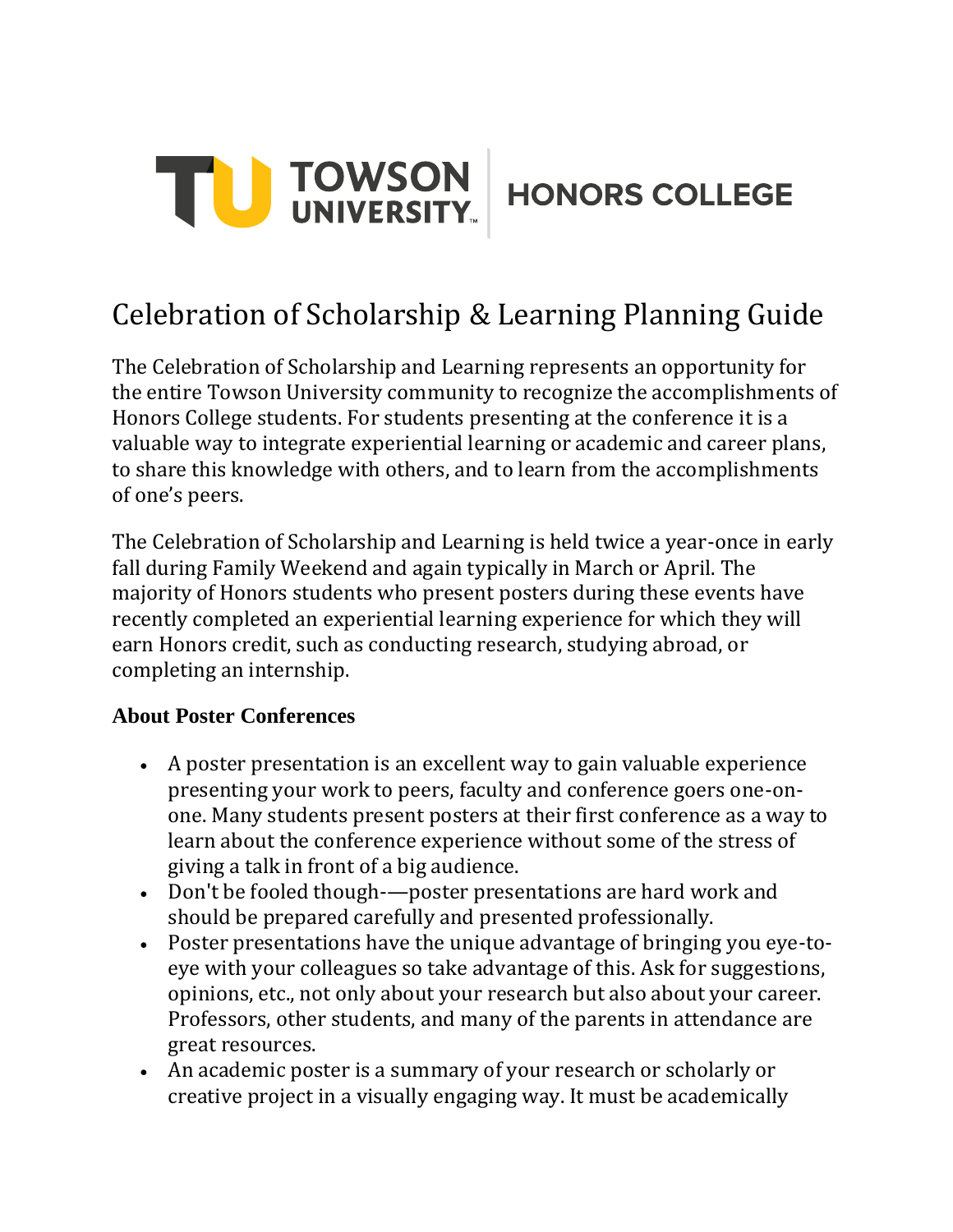TOWSON UNIVERSITY | HONORS COLLEGE

# Celebration of Scholarship & Learning Planning Guide

The Celebration of Scholarship and Learning represents an opportunity for the entire Towson University community to recognize the accomplishments of Honors College students. For students presenting at the conference it is a valuable way to integrate experiential learning or academic and career plans, to share this knowledge with others, and to learn from the accomplishments of one's peers.

The Celebration of Scholarship and Learning is held twice a year-once in early fall during Family Weekend and again typically in March or April. The majority of Honors students who present posters during these events have recently completed an experiential learning experience for which they will earn Honors credit, such as conducting research, studying abroad, or completing an internship.

**About Poster Conferences**

- A poster presentation is an excellent way to gain valuable experience presenting your work to peers, faculty and conference goers one-on-one. Many students present posters at their first conference as a way to learn about the conference experience without some of the stress of giving a talk in front of a big audience.
- Don't be fooled though-—poster presentations are hard work and should be prepared carefully and presented professionally.
- Poster presentations have the unique advantage of bringing you eye-to-eye with your colleagues so take advantage of this. Ask for suggestions, opinions, etc., not only about your research but also about your career. Professors, other students, and many of the parents in attendance are great resources.
- An academic poster is a summary of your research or scholarly or creative project in a visually engaging way. It must be academically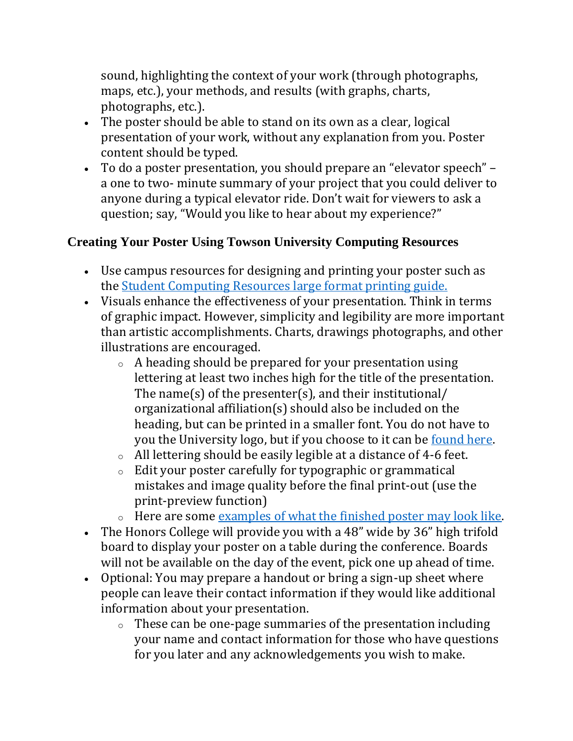sound, highlighting the context of your work (through photographs, maps, etc.), your methods, and results (with graphs, charts, photographs, etc.).

- The poster should be able to stand on its own as a clear, logical presentation of your work, without any explanation from you. Poster content should be typed.
- To do a poster presentation, you should prepare an "elevator speech" – a one to two- minute summary of your project that you could deliver to anyone during a typical elevator ride. Don't wait for viewers to ask a question; say, "Would you like to hear about my experience?"

## Creating Your Poster Using Towson University Computing Resources

- Use campus resources for designing and printing your poster such as the [Student Computing Resources large format printing guide.]()
- Visuals enhance the effectiveness of your presentation. Think in terms of graphic impact. However, simplicity and legibility are more important than artistic accomplishments. Charts, drawings photographs, and other illustrations are encouraged.
  - A heading should be prepared for your presentation using lettering at least two inches high for the title of the presentation. The name(s) of the presenter(s), and their institutional/ organizational affiliation(s) should also be included on the heading, but can be printed in a smaller font. You do not have to you the University logo, but if you choose to it can be [found here]().
  - All lettering should be easily legible at a distance of 4-6 feet.
  - Edit your poster carefully for typographic or grammatical mistakes and image quality before the final print-out (use the print-preview function)
  - Here are some [examples of what the finished poster may look like]().
- The Honors College will provide you with a 48" wide by 36" high trifold board to display your poster on a table during the conference. Boards will not be available on the day of the event, pick one up ahead of time.
- Optional: You may prepare a handout or bring a sign-up sheet where people can leave their contact information if they would like additional information about your presentation.
  - These can be one-page summaries of the presentation including your name and contact information for those who have questions for you later and any acknowledgements you wish to make.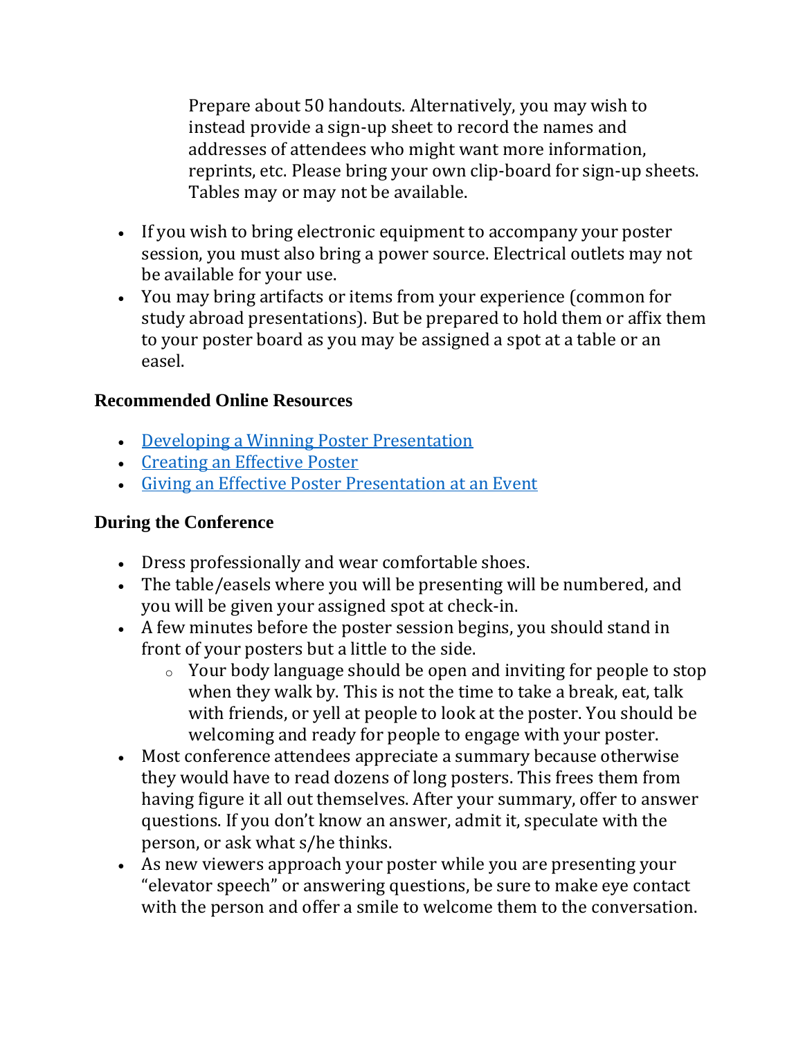Prepare about 50 handouts. Alternatively, you may wish to instead provide a sign-up sheet to record the names and addresses of attendees who might want more information, reprints, etc. Please bring your own clip-board for sign-up sheets. Tables may or may not be available.

- If you wish to bring electronic equipment to accompany your poster session, you must also bring a power source. Electrical outlets may not be available for your use.
- You may bring artifacts or items from your experience (common for study abroad presentations). But be prepared to hold them or affix them to your poster board as you may be assigned a spot at a table or an easel.

### Recommended Online Resources

- Developing a Winning Poster Presentation
- Creating an Effective Poster
- Giving an Effective Poster Presentation at an Event

### During the Conference

- Dress professionally and wear comfortable shoes.
- The table/easels where you will be presenting will be numbered, and you will be given your assigned spot at check-in.
- A few minutes before the poster session begins, you should stand in front of your posters but a little to the side.
  - Your body language should be open and inviting for people to stop when they walk by. This is not the time to take a break, eat, talk with friends, or yell at people to look at the poster. You should be welcoming and ready for people to engage with your poster.
- Most conference attendees appreciate a summary because otherwise they would have to read dozens of long posters. This frees them from having figure it all out themselves. After your summary, offer to answer questions. If you don't know an answer, admit it, speculate with the person, or ask what s/he thinks.
- As new viewers approach your poster while you are presenting your "elevator speech" or answering questions, be sure to make eye contact with the person and offer a smile to welcome them to the conversation.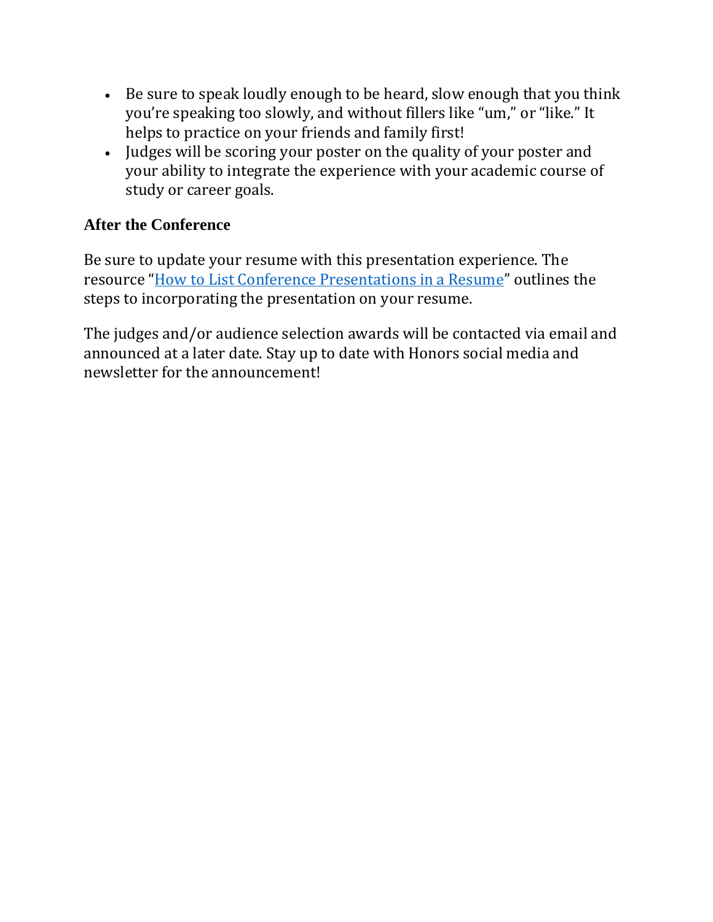- Be sure to speak loudly enough to be heard, slow enough that you think you're speaking too slowly, and without fillers like "um," or "like." It helps to practice on your friends and family first!
- Judges will be scoring your poster on the quality of your poster and your ability to integrate the experience with your academic course of study or career goals.

### After the Conference

Be sure to update your resume with this presentation experience. The resource "How to List Conference Presentations in a Resume" outlines the steps to incorporating the presentation on your resume.

The judges and/or audience selection awards will be contacted via email and announced at a later date. Stay up to date with Honors social media and newsletter for the announcement!